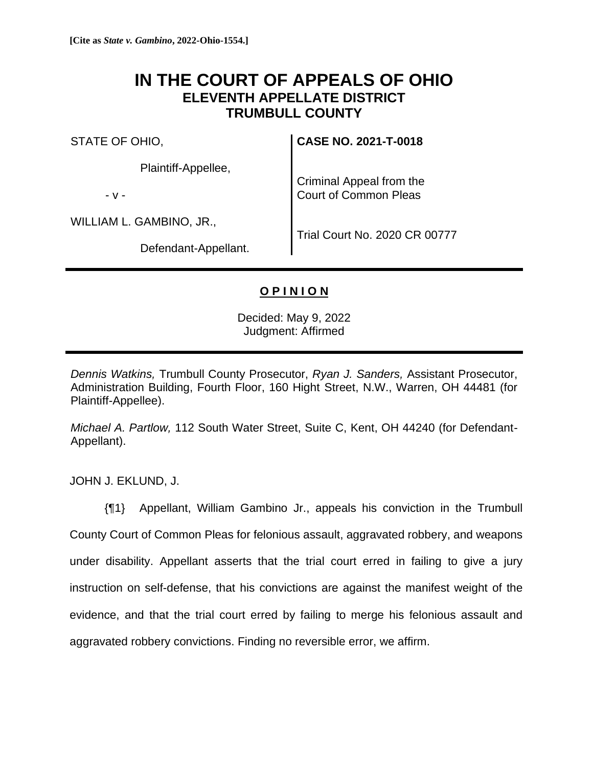**[Cite as *State v. Gambino*, 2022-Ohio-1554.]**

# IN THE COURT OF APPEALS OF OHIO
## ELEVENTH APPELLATE DISTRICT
## TRUMBULL COUNTY

STATE OF OHIO,

Plaintiff-Appellee,

- v -

WILLIAM L. GAMBINO, JR.,

Defendant-Appellant.

**CASE NO. 2021-T-0018**

Criminal Appeal from the Court of Common Pleas

Trial Court No. 2020 CR 00777

---

**<u>O P I N I O N</u>**

Decided: May 9, 2022
Judgment: Affirmed

---

*Dennis Watkins,* Trumbull County Prosecutor, *Ryan J. Sanders,* Assistant Prosecutor, Administration Building, Fourth Floor, 160 Hight Street, N.W., Warren, OH 44481 (for Plaintiff-Appellee).

*Michael A. Partlow,* 112 South Water Street, Suite C, Kent, OH 44240 (for Defendant-Appellant).

JOHN J. EKLUND, J.

{¶1} Appellant, William Gambino Jr., appeals his conviction in the Trumbull County Court of Common Pleas for felonious assault, aggravated robbery, and weapons under disability. Appellant asserts that the trial court erred in failing to give a jury instruction on self-defense, that his convictions are against the manifest weight of the evidence, and that the trial court erred by failing to merge his felonious assault and aggravated robbery convictions. Finding no reversible error, we affirm.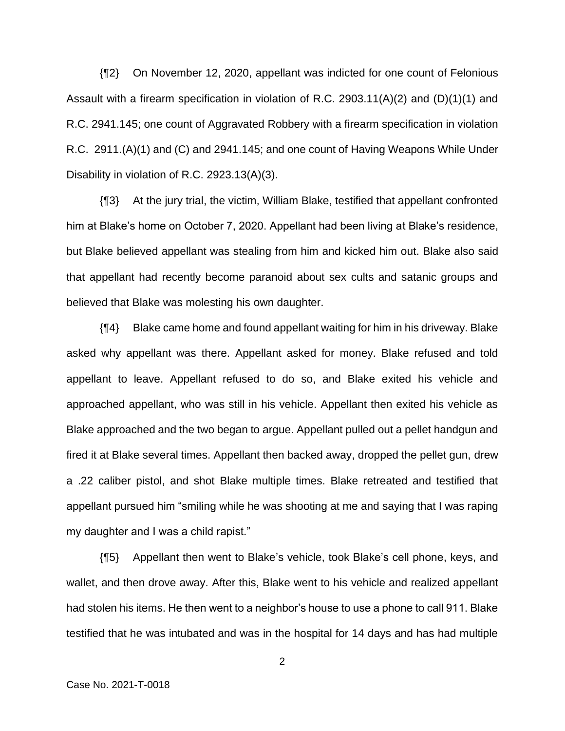{¶2} On November 12, 2020, appellant was indicted for one count of Felonious Assault with a firearm specification in violation of R.C. 2903.11(A)(2) and (D)(1)(1) and R.C. 2941.145; one count of Aggravated Robbery with a firearm specification in violation R.C. 2911.(A)(1) and (C) and 2941.145; and one count of Having Weapons While Under Disability in violation of R.C. 2923.13(A)(3).

{¶3} At the jury trial, the victim, William Blake, testified that appellant confronted him at Blake's home on October 7, 2020. Appellant had been living at Blake's residence, but Blake believed appellant was stealing from him and kicked him out. Blake also said that appellant had recently become paranoid about sex cults and satanic groups and believed that Blake was molesting his own daughter.

{¶4} Blake came home and found appellant waiting for him in his driveway. Blake asked why appellant was there. Appellant asked for money. Blake refused and told appellant to leave. Appellant refused to do so, and Blake exited his vehicle and approached appellant, who was still in his vehicle. Appellant then exited his vehicle as Blake approached and the two began to argue. Appellant pulled out a pellet handgun and fired it at Blake several times. Appellant then backed away, dropped the pellet gun, drew a .22 caliber pistol, and shot Blake multiple times. Blake retreated and testified that appellant pursued him "smiling while he was shooting at me and saying that I was raping my daughter and I was a child rapist."

{¶5} Appellant then went to Blake's vehicle, took Blake's cell phone, keys, and wallet, and then drove away. After this, Blake went to his vehicle and realized appellant had stolen his items. He then went to a neighbor's house to use a phone to call 911. Blake testified that he was intubated and was in the hospital for 14 days and has had multiple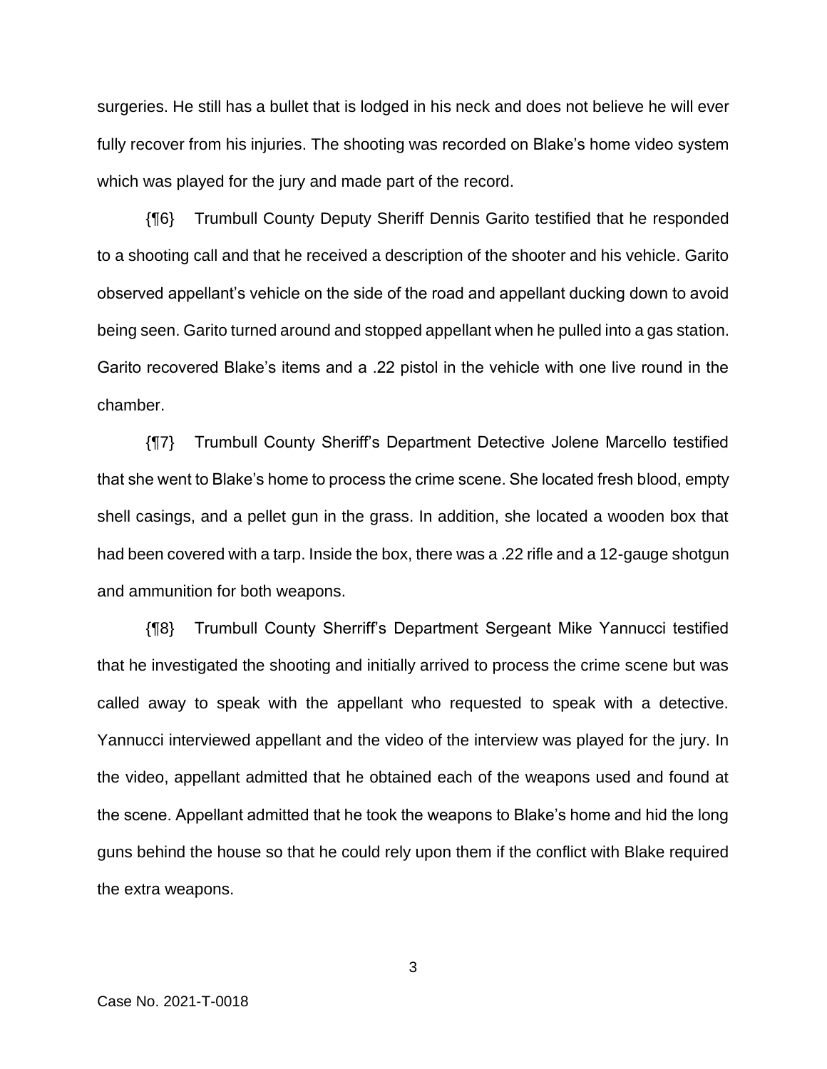surgeries. He still has a bullet that is lodged in his neck and does not believe he will ever fully recover from his injuries. The shooting was recorded on Blake's home video system which was played for the jury and made part of the record.

{¶6} Trumbull County Deputy Sheriff Dennis Garito testified that he responded to a shooting call and that he received a description of the shooter and his vehicle. Garito observed appellant's vehicle on the side of the road and appellant ducking down to avoid being seen. Garito turned around and stopped appellant when he pulled into a gas station. Garito recovered Blake's items and a .22 pistol in the vehicle with one live round in the chamber.

{¶7} Trumbull County Sheriff's Department Detective Jolene Marcello testified that she went to Blake's home to process the crime scene. She located fresh blood, empty shell casings, and a pellet gun in the grass. In addition, she located a wooden box that had been covered with a tarp. Inside the box, there was a .22 rifle and a 12-gauge shotgun and ammunition for both weapons.

{¶8} Trumbull County Sherriff's Department Sergeant Mike Yannucci testified that he investigated the shooting and initially arrived to process the crime scene but was called away to speak with the appellant who requested to speak with a detective. Yannucci interviewed appellant and the video of the interview was played for the jury. In the video, appellant admitted that he obtained each of the weapons used and found at the scene. Appellant admitted that he took the weapons to Blake's home and hid the long guns behind the house so that he could rely upon them if the conflict with Blake required the extra weapons.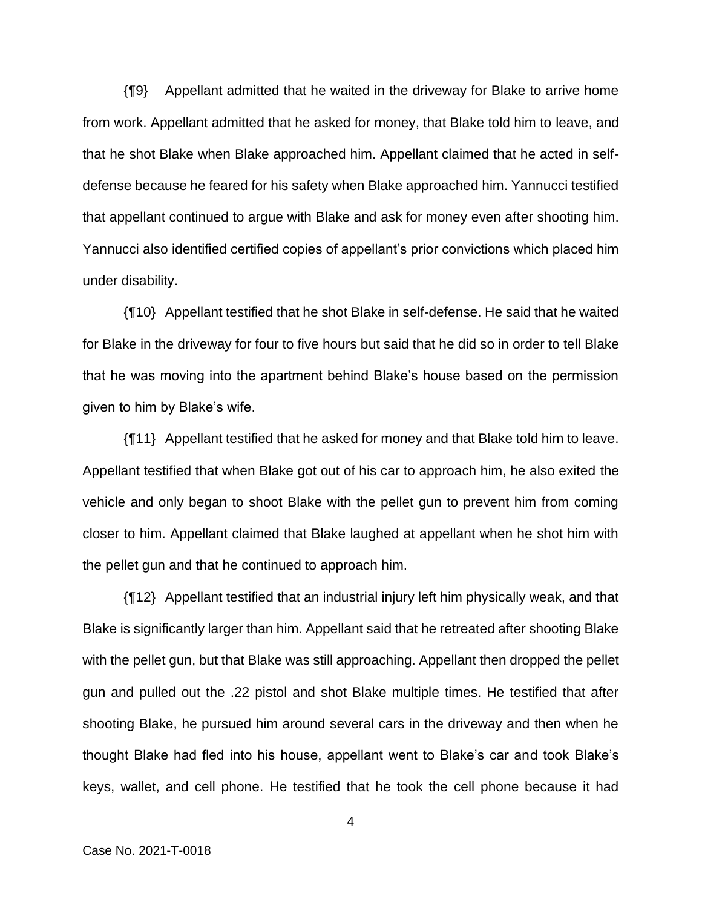{¶9} Appellant admitted that he waited in the driveway for Blake to arrive home from work. Appellant admitted that he asked for money, that Blake told him to leave, and that he shot Blake when Blake approached him. Appellant claimed that he acted in self-defense because he feared for his safety when Blake approached him. Yannucci testified that appellant continued to argue with Blake and ask for money even after shooting him. Yannucci also identified certified copies of appellant's prior convictions which placed him under disability.

{¶10} Appellant testified that he shot Blake in self-defense. He said that he waited for Blake in the driveway for four to five hours but said that he did so in order to tell Blake that he was moving into the apartment behind Blake's house based on the permission given to him by Blake's wife.

{¶11} Appellant testified that he asked for money and that Blake told him to leave. Appellant testified that when Blake got out of his car to approach him, he also exited the vehicle and only began to shoot Blake with the pellet gun to prevent him from coming closer to him. Appellant claimed that Blake laughed at appellant when he shot him with the pellet gun and that he continued to approach him.

{¶12} Appellant testified that an industrial injury left him physically weak, and that Blake is significantly larger than him. Appellant said that he retreated after shooting Blake with the pellet gun, but that Blake was still approaching. Appellant then dropped the pellet gun and pulled out the .22 pistol and shot Blake multiple times. He testified that after shooting Blake, he pursued him around several cars in the driveway and then when he thought Blake had fled into his house, appellant went to Blake's car and took Blake's keys, wallet, and cell phone. He testified that he took the cell phone because it had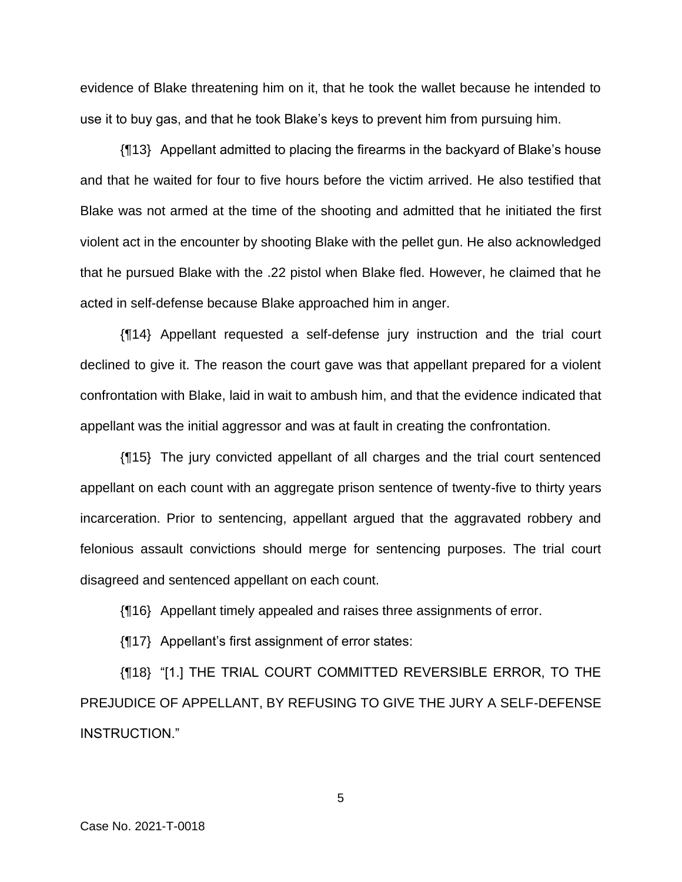evidence of Blake threatening him on it, that he took the wallet because he intended to use it to buy gas, and that he took Blake's keys to prevent him from pursuing him.

{¶13} Appellant admitted to placing the firearms in the backyard of Blake's house and that he waited for four to five hours before the victim arrived. He also testified that Blake was not armed at the time of the shooting and admitted that he initiated the first violent act in the encounter by shooting Blake with the pellet gun. He also acknowledged that he pursued Blake with the .22 pistol when Blake fled. However, he claimed that he acted in self-defense because Blake approached him in anger.

{¶14} Appellant requested a self-defense jury instruction and the trial court declined to give it. The reason the court gave was that appellant prepared for a violent confrontation with Blake, laid in wait to ambush him, and that the evidence indicated that appellant was the initial aggressor and was at fault in creating the confrontation.

{¶15} The jury convicted appellant of all charges and the trial court sentenced appellant on each count with an aggregate prison sentence of twenty-five to thirty years incarceration. Prior to sentencing, appellant argued that the aggravated robbery and felonious assault convictions should merge for sentencing purposes. The trial court disagreed and sentenced appellant on each count.

{¶16} Appellant timely appealed and raises three assignments of error.

{¶17} Appellant's first assignment of error states:

{¶18} "[1.] THE TRIAL COURT COMMITTED REVERSIBLE ERROR, TO THE PREJUDICE OF APPELLANT, BY REFUSING TO GIVE THE JURY A SELF-DEFENSE INSTRUCTION."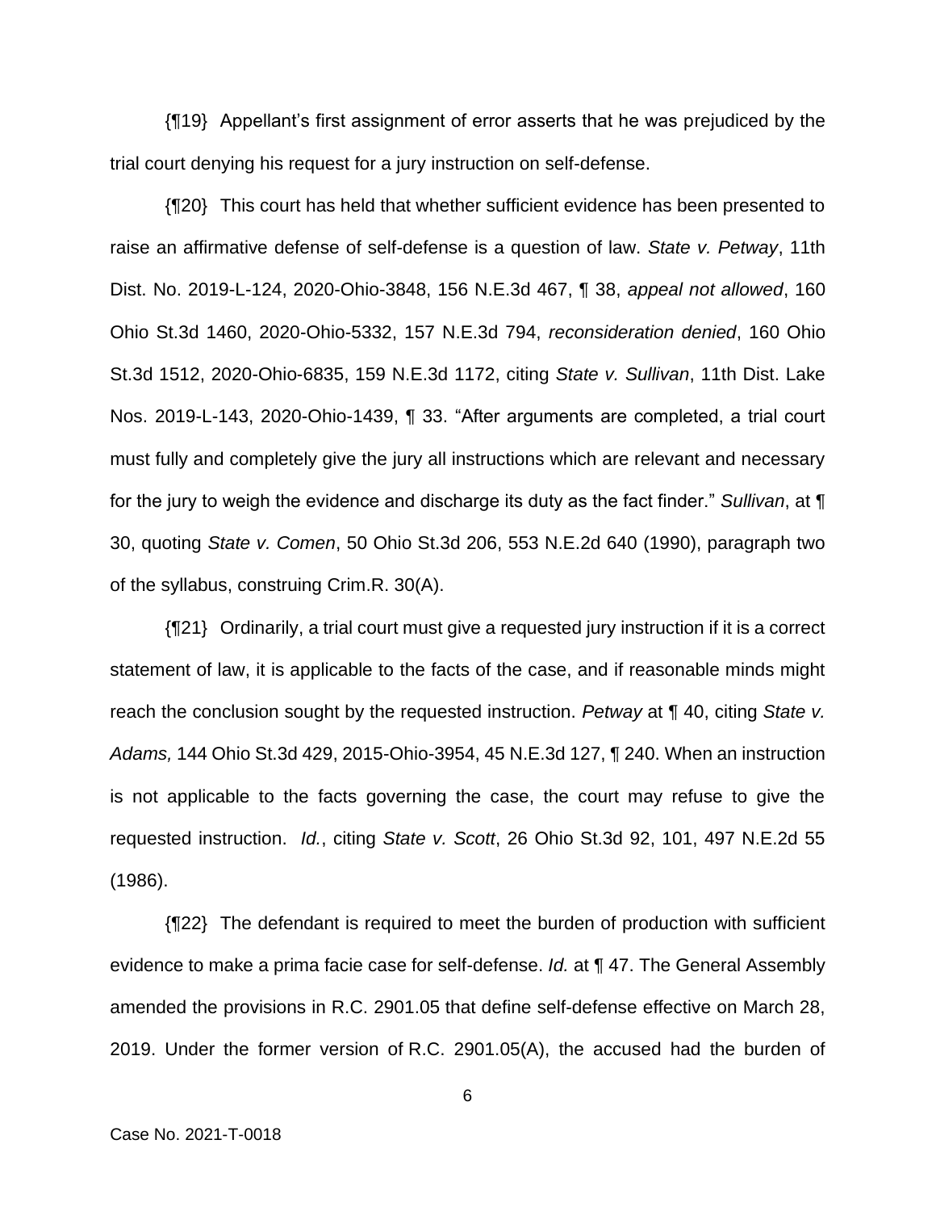{¶19} Appellant's first assignment of error asserts that he was prejudiced by the trial court denying his request for a jury instruction on self-defense.

{¶20} This court has held that whether sufficient evidence has been presented to raise an affirmative defense of self-defense is a question of law. *State v. Petway*, 11th Dist. No. 2019-L-124, 2020-Ohio-3848, 156 N.E.3d 467, ¶ 38, *appeal not allowed*, 160 Ohio St.3d 1460, 2020-Ohio-5332, 157 N.E.3d 794, *reconsideration denied*, 160 Ohio St.3d 1512, 2020-Ohio-6835, 159 N.E.3d 1172, citing *State v. Sullivan*, 11th Dist. Lake Nos. 2019-L-143, 2020-Ohio-1439, ¶ 33. "After arguments are completed, a trial court must fully and completely give the jury all instructions which are relevant and necessary for the jury to weigh the evidence and discharge its duty as the fact finder." *Sullivan*, at ¶ 30, quoting *State v. Comen*, 50 Ohio St.3d 206, 553 N.E.2d 640 (1990), paragraph two of the syllabus, construing Crim.R. 30(A).

{¶21} Ordinarily, a trial court must give a requested jury instruction if it is a correct statement of law, it is applicable to the facts of the case, and if reasonable minds might reach the conclusion sought by the requested instruction. *Petway* at ¶ 40, citing *State v. Adams,* 144 Ohio St.3d 429, 2015-Ohio-3954, 45 N.E.3d 127, ¶ 240. When an instruction is not applicable to the facts governing the case, the court may refuse to give the requested instruction. *Id.*, citing *State v. Scott*, 26 Ohio St.3d 92, 101, 497 N.E.2d 55 (1986).

{¶22} The defendant is required to meet the burden of production with sufficient evidence to make a prima facie case for self-defense. *Id.* at ¶ 47. The General Assembly amended the provisions in R.C. 2901.05 that define self-defense effective on March 28, 2019. Under the former version of R.C. 2901.05(A), the accused had the burden of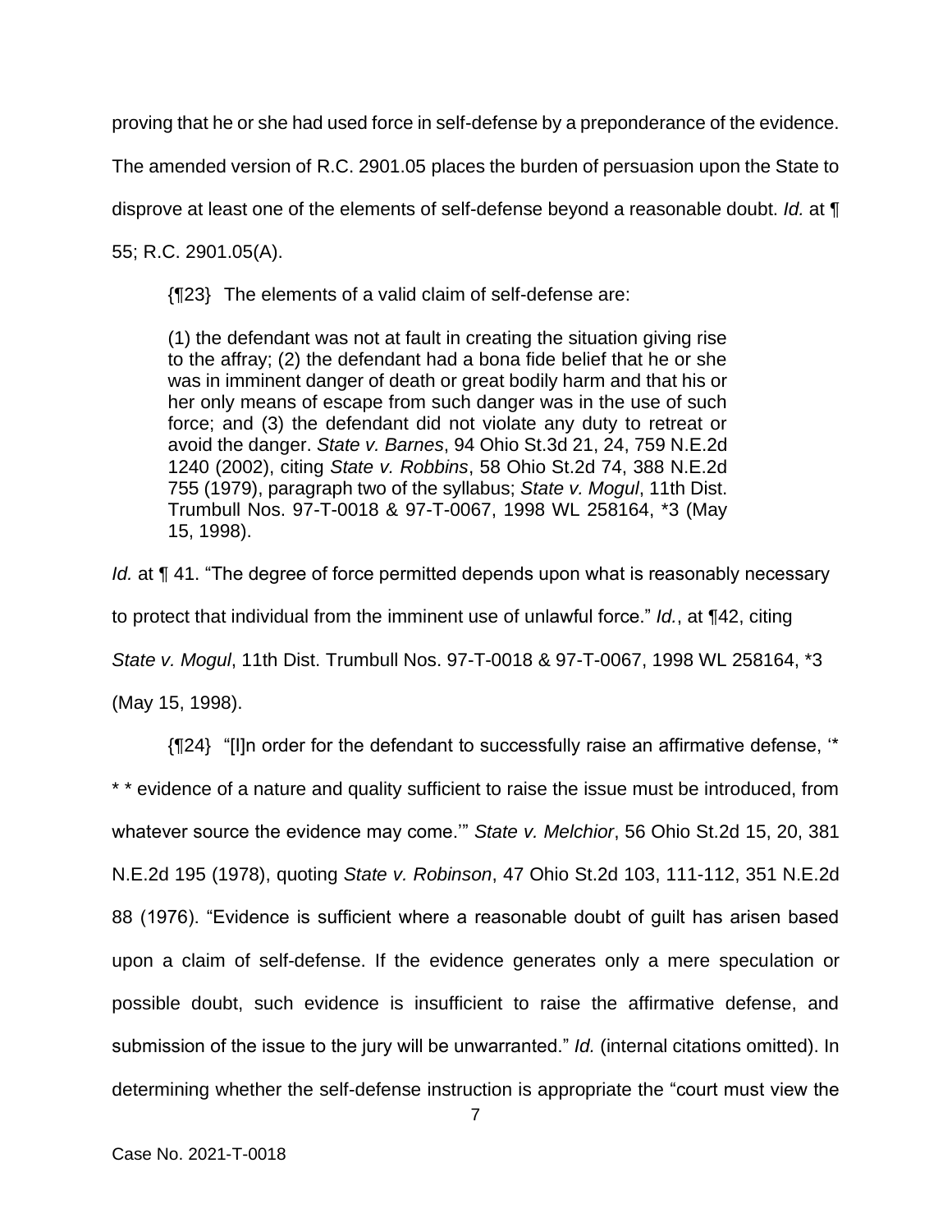proving that he or she had used force in self-defense by a preponderance of the evidence. The amended version of R.C. 2901.05 places the burden of persuasion upon the State to disprove at least one of the elements of self-defense beyond a reasonable doubt. *Id.* at ¶ 55; R.C. 2901.05(A).

{¶23} The elements of a valid claim of self-defense are:

> (1) the defendant was not at fault in creating the situation giving rise to the affray; (2) the defendant had a bona fide belief that he or she was in imminent danger of death or great bodily harm and that his or her only means of escape from such danger was in the use of such force; and (3) the defendant did not violate any duty to retreat or avoid the danger. *State v. Barnes*, 94 Ohio St.3d 21, 24, 759 N.E.2d 1240 (2002), citing *State v. Robbins*, 58 Ohio St.2d 74, 388 N.E.2d 755 (1979), paragraph two of the syllabus; *State v. Mogul*, 11th Dist. Trumbull Nos. 97-T-0018 & 97-T-0067, 1998 WL 258164, *3 (May 15, 1998).

*Id.* at ¶ 41. "The degree of force permitted depends upon what is reasonably necessary to protect that individual from the imminent use of unlawful force." *Id.*, at ¶42, citing *State v. Mogul*, 11th Dist. Trumbull Nos. 97-T-0018 & 97-T-0067, 1998 WL 258164, *3 (May 15, 1998).

{¶24} "[I]n order for the defendant to successfully raise an affirmative defense, '* * * evidence of a nature and quality sufficient to raise the issue must be introduced, from whatever source the evidence may come.'" *State v. Melchior*, 56 Ohio St.2d 15, 20, 381 N.E.2d 195 (1978), quoting *State v. Robinson*, 47 Ohio St.2d 103, 111-112, 351 N.E.2d 88 (1976). "Evidence is sufficient where a reasonable doubt of guilt has arisen based upon a claim of self-defense. If the evidence generates only a mere speculation or possible doubt, such evidence is insufficient to raise the affirmative defense, and submission of the issue to the jury will be unwarranted." *Id.* (internal citations omitted). In determining whether the self-defense instruction is appropriate the "court must view the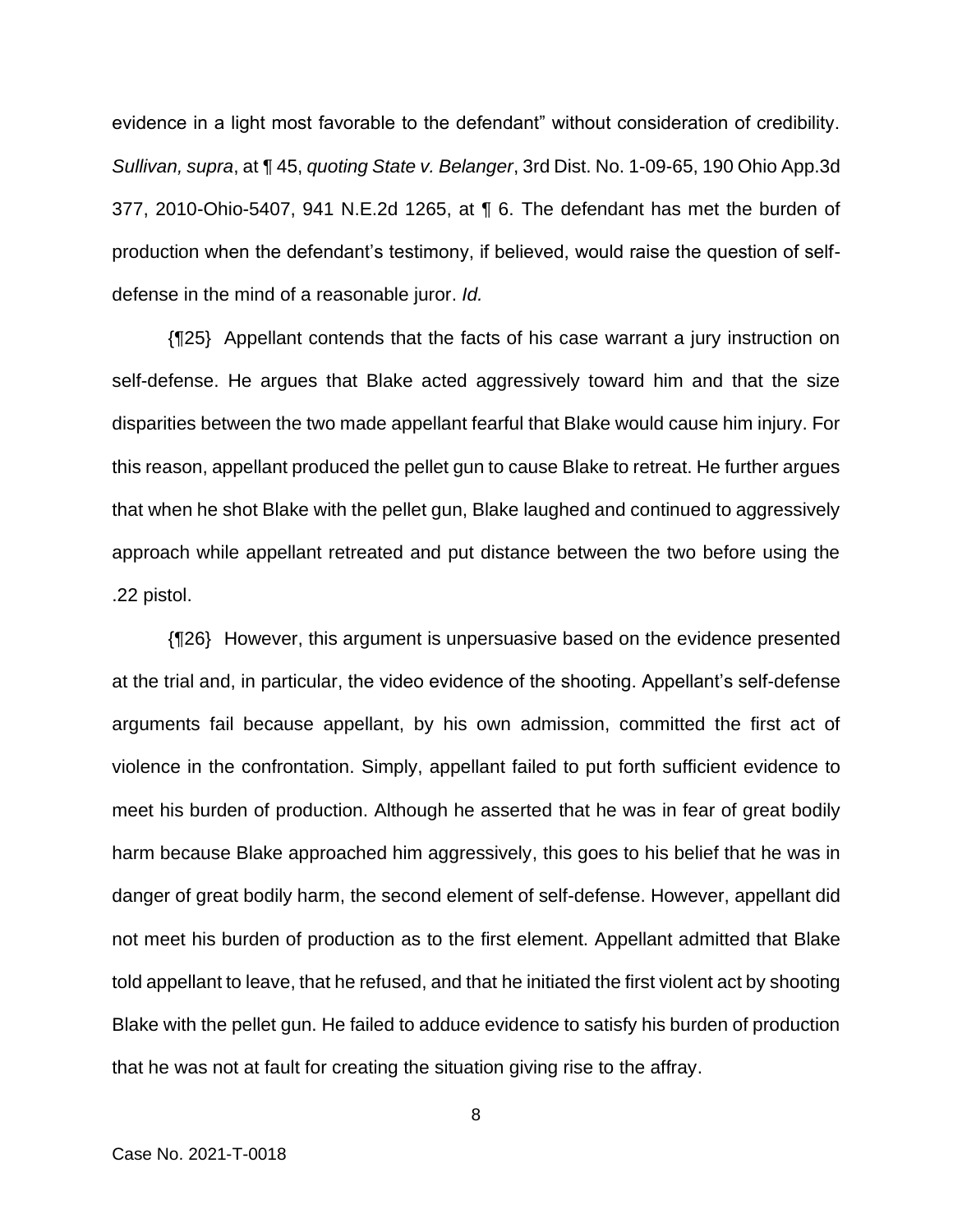evidence in a light most favorable to the defendant" without consideration of credibility. *Sullivan, supra*, at ¶ 45, *quoting State v. Belanger*, 3rd Dist. No. 1-09-65, 190 Ohio App.3d 377, 2010-Ohio-5407, 941 N.E.2d 1265, at ¶ 6. The defendant has met the burden of production when the defendant's testimony, if believed, would raise the question of self-defense in the mind of a reasonable juror. *Id.*

{¶25} Appellant contends that the facts of his case warrant a jury instruction on self-defense. He argues that Blake acted aggressively toward him and that the size disparities between the two made appellant fearful that Blake would cause him injury. For this reason, appellant produced the pellet gun to cause Blake to retreat. He further argues that when he shot Blake with the pellet gun, Blake laughed and continued to aggressively approach while appellant retreated and put distance between the two before using the .22 pistol.

{¶26} However, this argument is unpersuasive based on the evidence presented at the trial and, in particular, the video evidence of the shooting. Appellant's self-defense arguments fail because appellant, by his own admission, committed the first act of violence in the confrontation. Simply, appellant failed to put forth sufficient evidence to meet his burden of production. Although he asserted that he was in fear of great bodily harm because Blake approached him aggressively, this goes to his belief that he was in danger of great bodily harm, the second element of self-defense. However, appellant did not meet his burden of production as to the first element. Appellant admitted that Blake told appellant to leave, that he refused, and that he initiated the first violent act by shooting Blake with the pellet gun. He failed to adduce evidence to satisfy his burden of production that he was not at fault for creating the situation giving rise to the affray.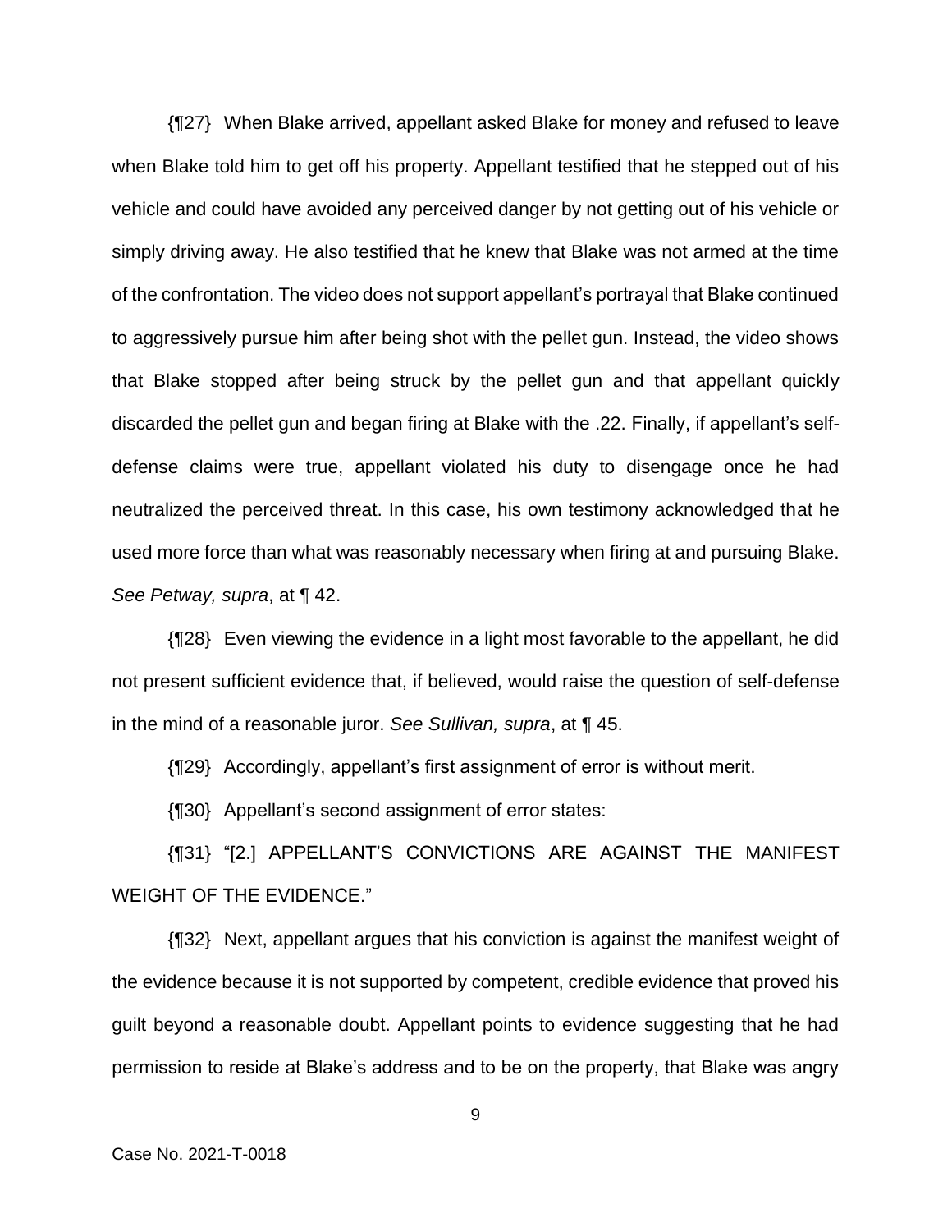{¶27} When Blake arrived, appellant asked Blake for money and refused to leave when Blake told him to get off his property. Appellant testified that he stepped out of his vehicle and could have avoided any perceived danger by not getting out of his vehicle or simply driving away. He also testified that he knew that Blake was not armed at the time of the confrontation. The video does not support appellant's portrayal that Blake continued to aggressively pursue him after being shot with the pellet gun. Instead, the video shows that Blake stopped after being struck by the pellet gun and that appellant quickly discarded the pellet gun and began firing at Blake with the .22. Finally, if appellant's self-defense claims were true, appellant violated his duty to disengage once he had neutralized the perceived threat. In this case, his own testimony acknowledged that he used more force than what was reasonably necessary when firing at and pursuing Blake. *See Petway, supra*, at ¶ 42.

{¶28} Even viewing the evidence in a light most favorable to the appellant, he did not present sufficient evidence that, if believed, would raise the question of self-defense in the mind of a reasonable juror. *See Sullivan, supra*, at ¶ 45.

{¶29} Accordingly, appellant's first assignment of error is without merit.

{¶30} Appellant's second assignment of error states:

{¶31} "[2.] APPELLANT'S CONVICTIONS ARE AGAINST THE MANIFEST WEIGHT OF THE EVIDENCE."

{¶32} Next, appellant argues that his conviction is against the manifest weight of the evidence because it is not supported by competent, credible evidence that proved his guilt beyond a reasonable doubt. Appellant points to evidence suggesting that he had permission to reside at Blake's address and to be on the property, that Blake was angry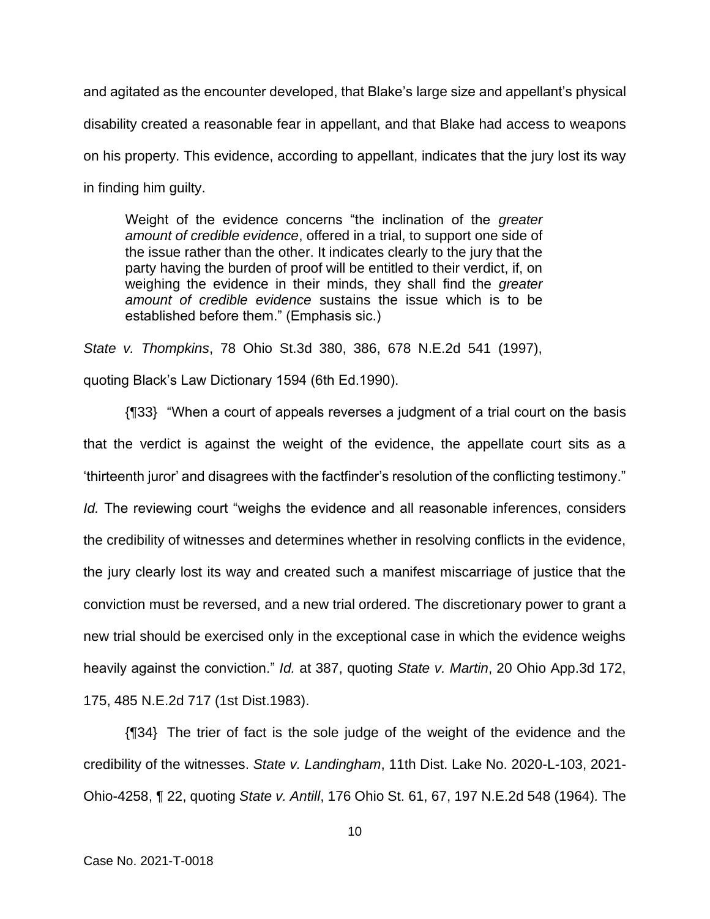and agitated as the encounter developed, that Blake's large size and appellant's physical disability created a reasonable fear in appellant, and that Blake had access to weapons on his property. This evidence, according to appellant, indicates that the jury lost its way in finding him guilty.

> Weight of the evidence concerns "the inclination of the *greater amount of credible evidence*, offered in a trial, to support one side of the issue rather than the other. It indicates clearly to the jury that the party having the burden of proof will be entitled to their verdict, if, on weighing the evidence in their minds, they shall find the *greater amount of credible evidence* sustains the issue which is to be established before them." (Emphasis sic.)

*State v. Thompkins*, 78 Ohio St.3d 380, 386, 678 N.E.2d 541 (1997), quoting Black's Law Dictionary 1594 (6th Ed.1990).

{¶33} "When a court of appeals reverses a judgment of a trial court on the basis that the verdict is against the weight of the evidence, the appellate court sits as a 'thirteenth juror' and disagrees with the factfinder's resolution of the conflicting testimony." *Id.* The reviewing court "weighs the evidence and all reasonable inferences, considers the credibility of witnesses and determines whether in resolving conflicts in the evidence, the jury clearly lost its way and created such a manifest miscarriage of justice that the conviction must be reversed, and a new trial ordered. The discretionary power to grant a new trial should be exercised only in the exceptional case in which the evidence weighs heavily against the conviction." *Id.* at 387, quoting *State v. Martin*, 20 Ohio App.3d 172, 175, 485 N.E.2d 717 (1st Dist.1983).

{¶34} The trier of fact is the sole judge of the weight of the evidence and the credibility of the witnesses. *State v. Landingham*, 11th Dist. Lake No. 2020-L-103, 2021-Ohio-4258, ¶ 22, quoting *State v. Antill*, 176 Ohio St. 61, 67, 197 N.E.2d 548 (1964)*.* The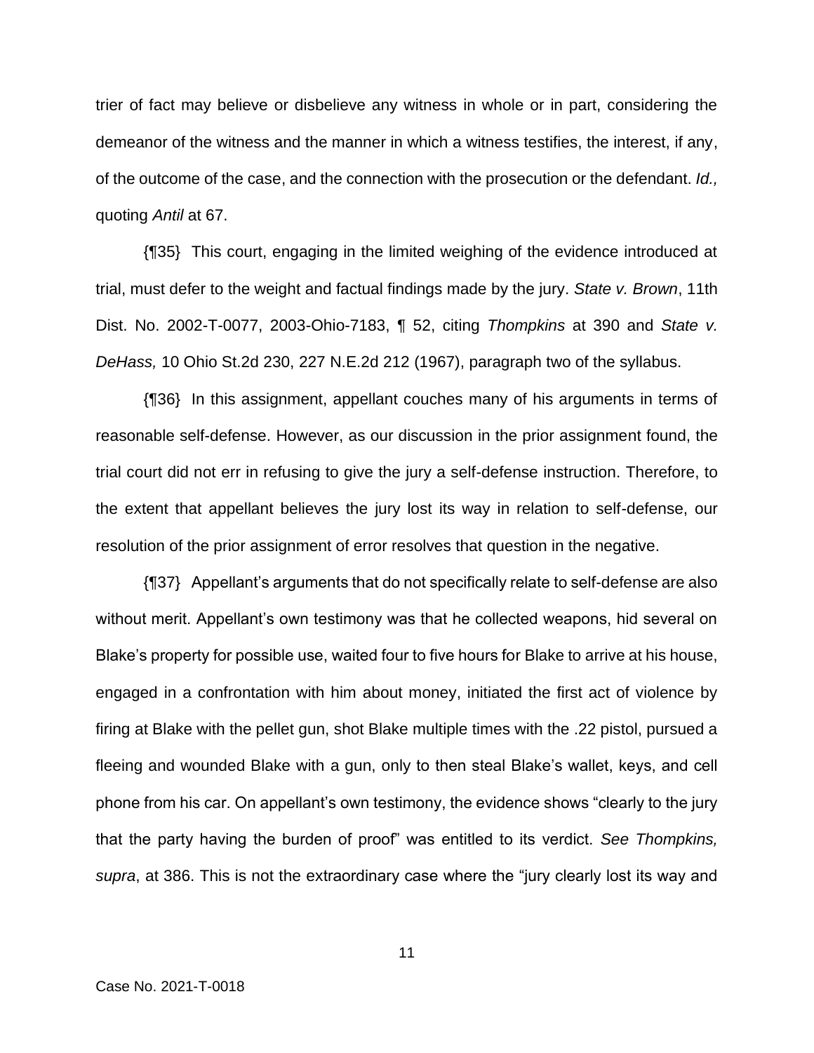trier of fact may believe or disbelieve any witness in whole or in part, considering the demeanor of the witness and the manner in which a witness testifies, the interest, if any, of the outcome of the case, and the connection with the prosecution or the defendant. *Id.,* quoting *Antil* at 67.

{¶35} This court, engaging in the limited weighing of the evidence introduced at trial, must defer to the weight and factual findings made by the jury. *State v. Brown*, 11th Dist. No. 2002-T-0077, 2003-Ohio-7183, ¶ 52, citing *Thompkins* at 390 and *State v. DeHass,* 10 Ohio St.2d 230, 227 N.E.2d 212 (1967), paragraph two of the syllabus.

{¶36} In this assignment, appellant couches many of his arguments in terms of reasonable self-defense. However, as our discussion in the prior assignment found, the trial court did not err in refusing to give the jury a self-defense instruction. Therefore, to the extent that appellant believes the jury lost its way in relation to self-defense, our resolution of the prior assignment of error resolves that question in the negative.

{¶37} Appellant's arguments that do not specifically relate to self-defense are also without merit. Appellant's own testimony was that he collected weapons, hid several on Blake's property for possible use, waited four to five hours for Blake to arrive at his house, engaged in a confrontation with him about money, initiated the first act of violence by firing at Blake with the pellet gun, shot Blake multiple times with the .22 pistol, pursued a fleeing and wounded Blake with a gun, only to then steal Blake's wallet, keys, and cell phone from his car. On appellant's own testimony, the evidence shows "clearly to the jury that the party having the burden of proof" was entitled to its verdict. *See Thompkins, supra*, at 386. This is not the extraordinary case where the "jury clearly lost its way and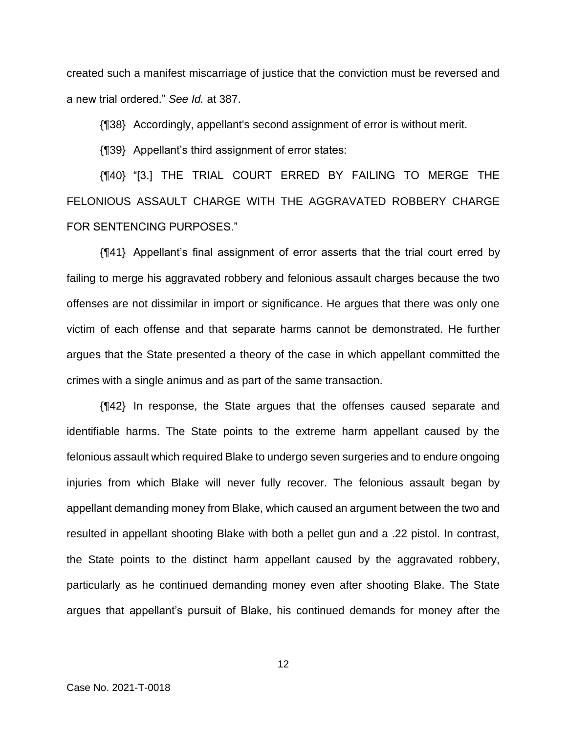created such a manifest miscarriage of justice that the conviction must be reversed and a new trial ordered." *See Id.* at 387.

{¶38} Accordingly, appellant's second assignment of error is without merit.

{¶39} Appellant's third assignment of error states:

{¶40} "[3.] THE TRIAL COURT ERRED BY FAILING TO MERGE THE FELONIOUS ASSAULT CHARGE WITH THE AGGRAVATED ROBBERY CHARGE FOR SENTENCING PURPOSES."

{¶41} Appellant's final assignment of error asserts that the trial court erred by failing to merge his aggravated robbery and felonious assault charges because the two offenses are not dissimilar in import or significance. He argues that there was only one victim of each offense and that separate harms cannot be demonstrated. He further argues that the State presented a theory of the case in which appellant committed the crimes with a single animus and as part of the same transaction.

{¶42} In response, the State argues that the offenses caused separate and identifiable harms. The State points to the extreme harm appellant caused by the felonious assault which required Blake to undergo seven surgeries and to endure ongoing injuries from which Blake will never fully recover. The felonious assault began by appellant demanding money from Blake, which caused an argument between the two and resulted in appellant shooting Blake with both a pellet gun and a .22 pistol. In contrast, the State points to the distinct harm appellant caused by the aggravated robbery, particularly as he continued demanding money even after shooting Blake. The State argues that appellant's pursuit of Blake, his continued demands for money after the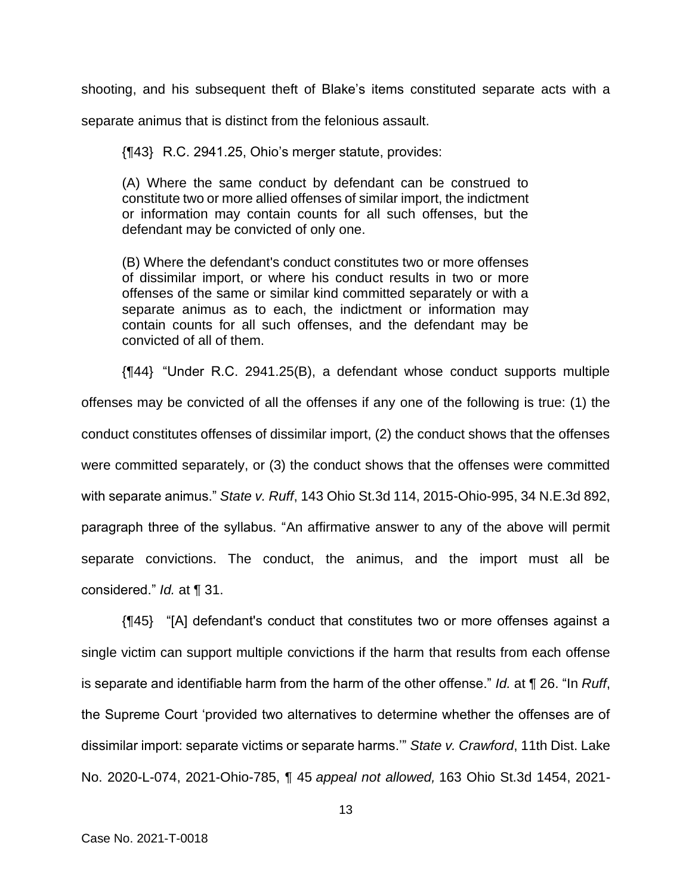shooting, and his subsequent theft of Blake's items constituted separate acts with a separate animus that is distinct from the felonious assault.

{¶43} R.C. 2941.25, Ohio's merger statute, provides:

> (A) Where the same conduct by defendant can be construed to constitute two or more allied offenses of similar import, the indictment or information may contain counts for all such offenses, but the defendant may be convicted of only one.
>
> (B) Where the defendant's conduct constitutes two or more offenses of dissimilar import, or where his conduct results in two or more offenses of the same or similar kind committed separately or with a separate animus as to each, the indictment or information may contain counts for all such offenses, and the defendant may be convicted of all of them.

{¶44} "Under R.C. 2941.25(B), a defendant whose conduct supports multiple offenses may be convicted of all the offenses if any one of the following is true: (1) the conduct constitutes offenses of dissimilar import, (2) the conduct shows that the offenses were committed separately, or (3) the conduct shows that the offenses were committed with separate animus." *State v. Ruff*, 143 Ohio St.3d 114, 2015-Ohio-995, 34 N.E.3d 892, paragraph three of the syllabus. "An affirmative answer to any of the above will permit separate convictions. The conduct, the animus, and the import must all be considered." *Id.* at ¶ 31.

{¶45} "[A] defendant's conduct that constitutes two or more offenses against a single victim can support multiple convictions if the harm that results from each offense is separate and identifiable harm from the harm of the other offense." *Id.* at ¶ 26. "In *Ruff*, the Supreme Court 'provided two alternatives to determine whether the offenses are of dissimilar import: separate victims or separate harms.'" *State v. Crawford*, 11th Dist. Lake No. 2020-L-074, 2021-Ohio-785, ¶ 45 *appeal not allowed,* 163 Ohio St.3d 1454, 2021-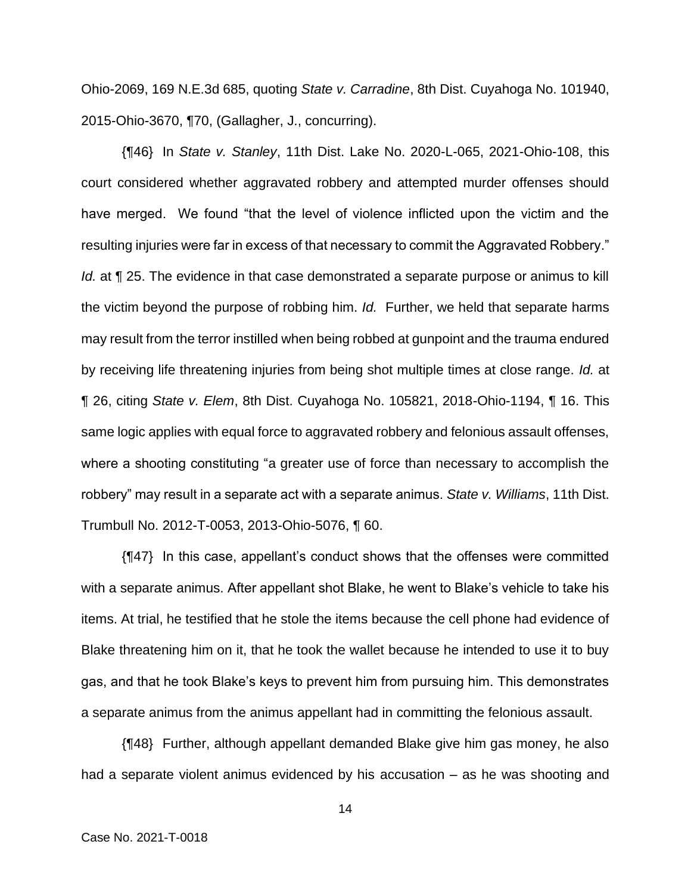Ohio-2069, 169 N.E.3d 685, quoting *State v. Carradine*, 8th Dist. Cuyahoga No. 101940, 2015-Ohio-3670, ¶70, (Gallagher, J., concurring).

{¶46} In *State v. Stanley*, 11th Dist. Lake No. 2020-L-065, 2021-Ohio-108, this court considered whether aggravated robbery and attempted murder offenses should have merged. We found "that the level of violence inflicted upon the victim and the resulting injuries were far in excess of that necessary to commit the Aggravated Robbery." *Id.* at ¶ 25. The evidence in that case demonstrated a separate purpose or animus to kill the victim beyond the purpose of robbing him. *Id.* Further, we held that separate harms may result from the terror instilled when being robbed at gunpoint and the trauma endured by receiving life threatening injuries from being shot multiple times at close range. *Id.* at ¶ 26, citing *State v. Elem*, 8th Dist. Cuyahoga No. 105821, 2018-Ohio-1194, ¶ 16. This same logic applies with equal force to aggravated robbery and felonious assault offenses, where a shooting constituting "a greater use of force than necessary to accomplish the robbery" may result in a separate act with a separate animus. *State v. Williams*, 11th Dist. Trumbull No. 2012-T-0053, 2013-Ohio-5076, ¶ 60.

{¶47} In this case, appellant's conduct shows that the offenses were committed with a separate animus. After appellant shot Blake, he went to Blake's vehicle to take his items. At trial, he testified that he stole the items because the cell phone had evidence of Blake threatening him on it, that he took the wallet because he intended to use it to buy gas, and that he took Blake's keys to prevent him from pursuing him. This demonstrates a separate animus from the animus appellant had in committing the felonious assault.

{¶48} Further, although appellant demanded Blake give him gas money, he also had a separate violent animus evidenced by his accusation – as he was shooting and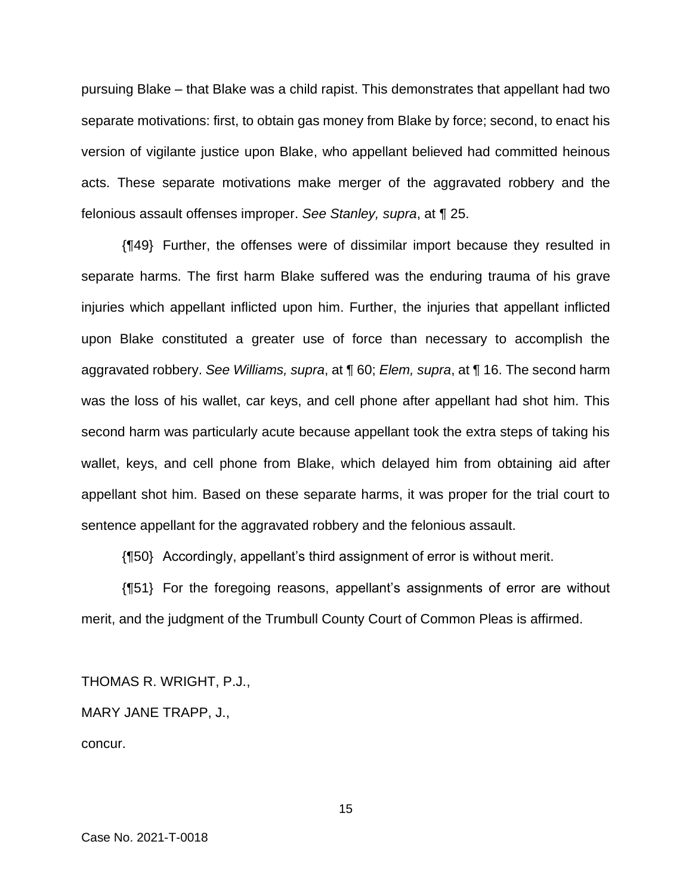pursuing Blake – that Blake was a child rapist. This demonstrates that appellant had two separate motivations: first, to obtain gas money from Blake by force; second, to enact his version of vigilante justice upon Blake, who appellant believed had committed heinous acts. These separate motivations make merger of the aggravated robbery and the felonious assault offenses improper. *See Stanley, supra*, at ¶ 25.

{¶49} Further, the offenses were of dissimilar import because they resulted in separate harms. The first harm Blake suffered was the enduring trauma of his grave injuries which appellant inflicted upon him. Further, the injuries that appellant inflicted upon Blake constituted a greater use of force than necessary to accomplish the aggravated robbery. *See Williams, supra*, at ¶ 60; *Elem, supra*, at ¶ 16. The second harm was the loss of his wallet, car keys, and cell phone after appellant had shot him. This second harm was particularly acute because appellant took the extra steps of taking his wallet, keys, and cell phone from Blake, which delayed him from obtaining aid after appellant shot him. Based on these separate harms, it was proper for the trial court to sentence appellant for the aggravated robbery and the felonious assault.

{¶50} Accordingly, appellant's third assignment of error is without merit.

{¶51} For the foregoing reasons, appellant's assignments of error are without merit, and the judgment of the Trumbull County Court of Common Pleas is affirmed.

THOMAS R. WRIGHT, P.J.,

MARY JANE TRAPP, J.,

concur.